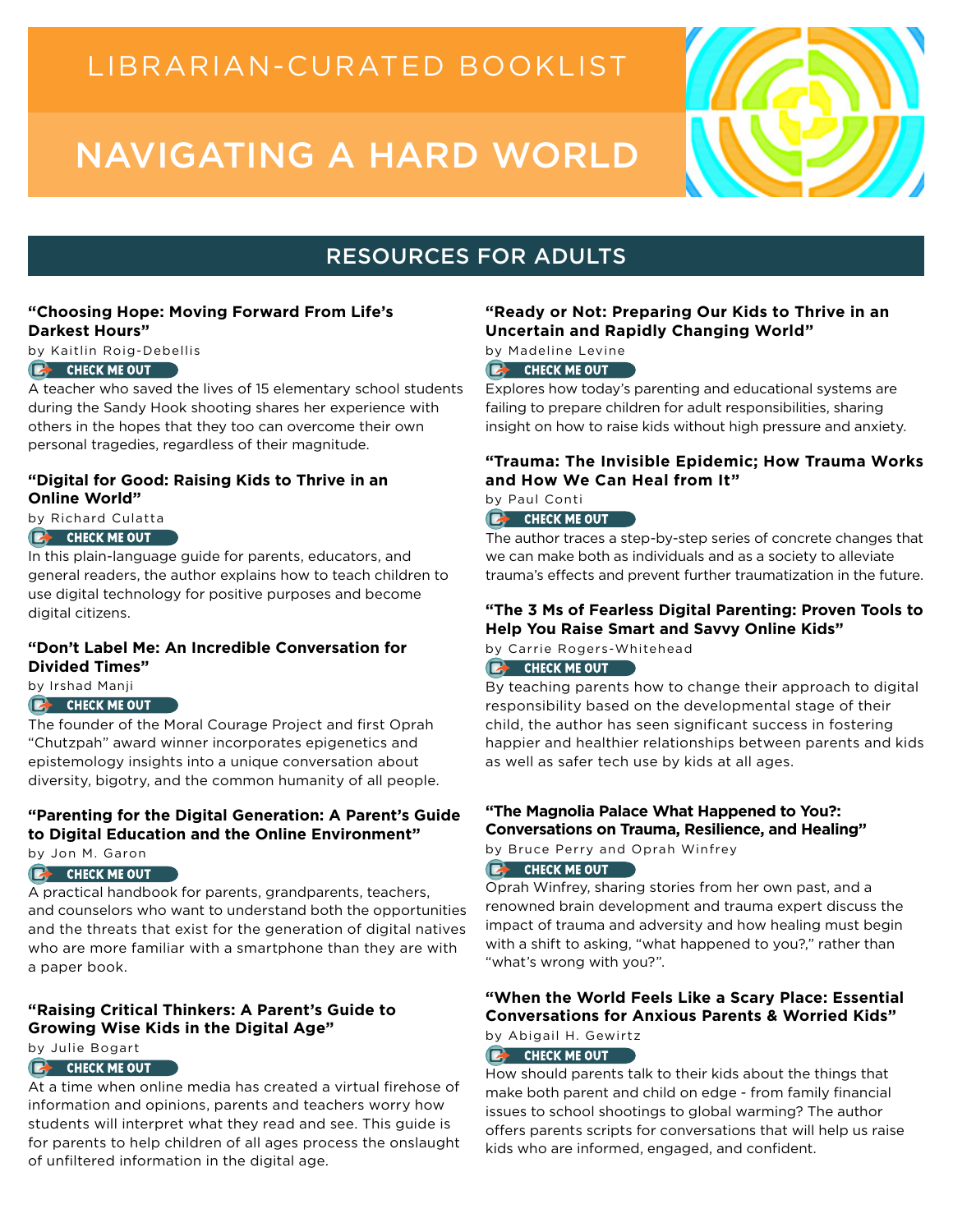LIBRARIAN-CURATED BOOKLIST

# NAVIGATING A HARD WORLD

## RESOURCES FOR ADULTS

### "Choosing Hope: Moving Forward From Life's Darkest Hours"

by Kaitlin Roig-Debellis

CHECK ME OUT

A teacher who saved the lives of 15 elementary school students during the Sandy Hook shooting shares her experience with others in the hopes that they too can overcome their own personal tragedies, regardless of their magnitude.

### "Digital for Good: Raising Kids to Thrive in an Online World"

by Richard Culatta

CHECK ME OUT

In this plain-language guide for parents, educators, and general readers, the author explains how to teach children to use digital technology for positive purposes and become digital citizens.

### "Don't Label Me: An Incredible Conversation for Divided Times"

by Irshad Manji

CHECK ME OUT

The founder of the Moral Courage Project and first Oprah "Chutzpah" award winner incorporates epigenetics and epistemology insights into a unique conversation about diversity, bigotry, and the common humanity of all people.

### "Parenting for the Digital Generation: A Parent's Guide to Digital Education and the Online Environment"

by Jon M. Garon

CHECK ME OUT

A practical handbook for parents, grandparents, teachers, and counselors who want to understand both the opportunities and the threats that exist for the generation of digital natives who are more familiar with a smartphone than they are with a paper book.

### "Raising Critical Thinkers: A Parent's Guide to Growing Wise Kids in the Digital Age"

by Julie Bogart

CHECK ME OUT

At a time when online media has created a virtual firehose of information and opinions, parents and teachers worry how students will interpret what they read and see. This guide is for parents to help children of all ages process the onslaught of unfiltered information in the digital age.

### "Ready or Not: Preparing Our Kids to Thrive in an Uncertain and Rapidly Changing World"

by Madeline Levine

CHECK ME OUT

Explores how today's parenting and educational systems are failing to prepare children for adult responsibilities, sharing insight on how to raise kids without high pressure and anxiety.

### "Trauma: The Invisible Epidemic; How Trauma Works and How We Can Heal from It"

by Paul Conti

CHECK ME OUT

The author traces a step-by-step series of concrete changes that we can make both as individuals and as a society to alleviate trauma's effects and prevent further traumatization in the future.

### "The 3 Ms of Fearless Digital Parenting: Proven Tools to Help You Raise Smart and Savvy Online Kids"

by Carrie Rogers-Whitehead

CHECK ME OUT

By teaching parents how to change their approach to digital responsibility based on the developmental stage of their child, the author has seen significant success in fostering happier and healthier relationships between parents and kids as well as safer tech use by kids at all ages.

### "The Magnolia Palace What Happened to You?: Conversations on Trauma, Resilience, and Healing"

by Bruce Perry and Oprah Winfrey

CHECK ME OUT

Oprah Winfrey, sharing stories from her own past, and a renowned brain development and trauma expert discuss the impact of trauma and adversity and how healing must begin with a shift to asking, "what happened to you?," rather than "what's wrong with you?".

### "When the World Feels Like a Scary Place: Essential Conversations for Anxious Parents & Worried Kids"

by Abigail H. Gewirtz

CHECK ME OUT

How should parents talk to their kids about the things that make both parent and child on edge - from family financial issues to school shootings to global warming? The author offers parents scripts for conversations that will help us raise kids who are informed, engaged, and confident.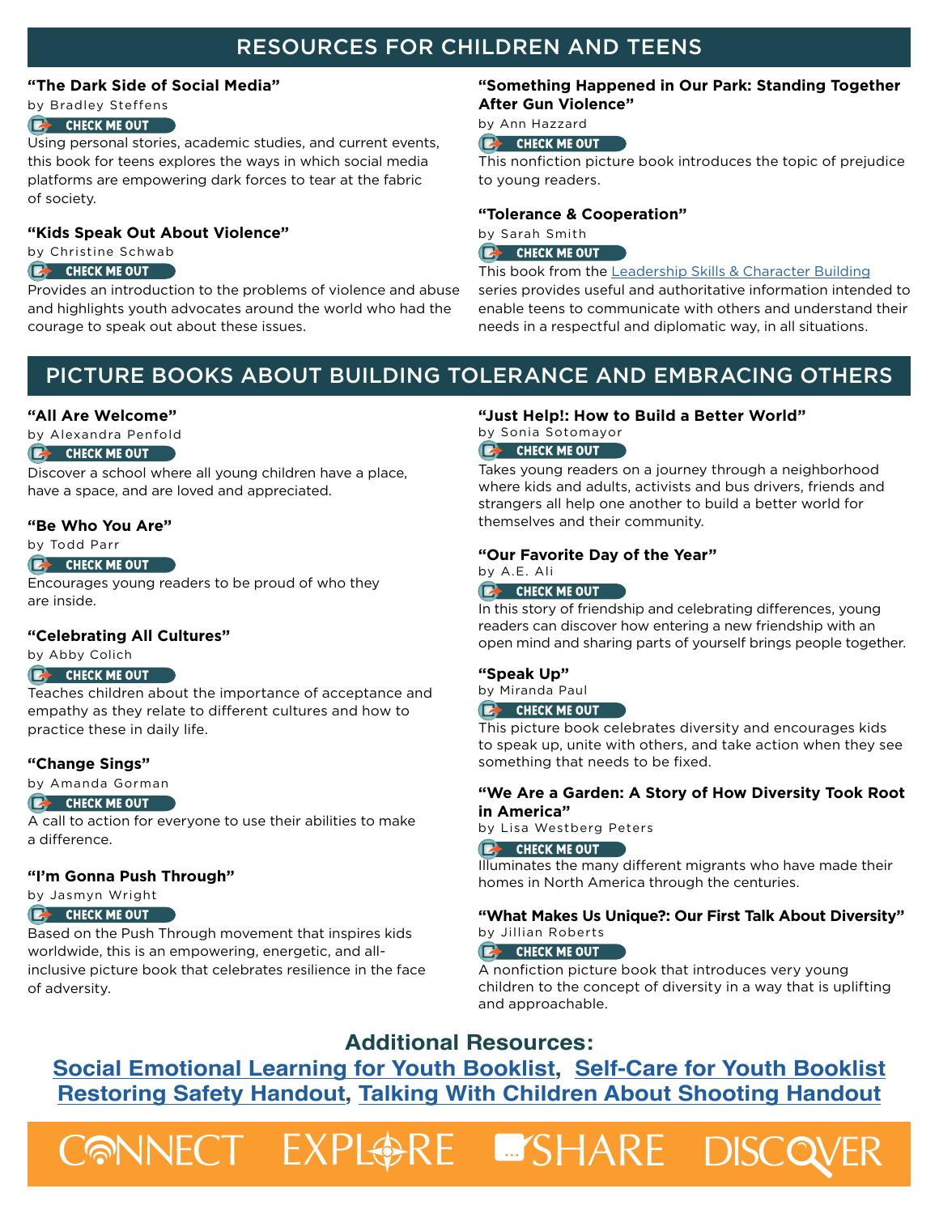## RESOURCES FOR CHILDREN AND TEENS

**"The Dark Side of Social Media"**

by Bradley Steffens

CHECK ME OUT

Using personal stories, academic studies, and current events, this book for teens explores the ways in which social media platforms are empowering dark forces to tear at the fabric of society.

**"Kids Speak Out About Violence"**

by Christine Schwab

CHECK ME OUT

Provides an introduction to the problems of violence and abuse and highlights youth advocates around the world who had the courage to speak out about these issues.

**"Something Happened in Our Park: Standing Together After Gun Violence"**

by Ann Hazzard

CHECK ME OUT

This nonfiction picture book introduces the topic of prejudice to young readers.

**"Tolerance & Cooperation"**

by Sarah Smith

CHECK ME OUT

This book from the Leadership Skills & Character Building series provides useful and authoritative information intended to enable teens to communicate with others and understand their needs in a respectful and diplomatic way, in all situations.

## PICTURE BOOKS ABOUT BUILDING TOLERANCE AND EMBRACING OTHERS

**"All Are Welcome"**

by Alexandra Penfold

CHECK ME OUT

Discover a school where all young children have a place, have a space, and are loved and appreciated.

**"Be Who You Are"**

by Todd Parr

CHECK ME OUT

Encourages young readers to be proud of who they are inside.

**"Celebrating All Cultures"**

by Abby Colich

CHECK ME OUT

Teaches children about the importance of acceptance and empathy as they relate to different cultures and how to practice these in daily life.

**"Change Sings"**

by Amanda Gorman

CHECK ME OUT

A call to action for everyone to use their abilities to make a difference.

**"I'm Gonna Push Through"**

by Jasmyn Wright

CHECK ME OUT

Based on the Push Through movement that inspires kids worldwide, this is an empowering, energetic, and all-inclusive picture book that celebrates resilience in the face of adversity.

**"Just Help!: How to Build a Better World"**

by Sonia Sotomayor

CHECK ME OUT

Takes young readers on a journey through a neighborhood where kids and adults, activists and bus drivers, friends and strangers all help one another to build a better world for themselves and their community.

**"Our Favorite Day of the Year"**

by A.E. Ali

CHECK ME OUT

In this story of friendship and celebrating differences, young readers can discover how entering a new friendship with an open mind and sharing parts of yourself brings people together.

**"Speak Up"**

by Miranda Paul

CHECK ME OUT

This picture book celebrates diversity and encourages kids to speak up, unite with others, and take action when they see something that needs to be fixed.

**"We Are a Garden: A Story of How Diversity Took Root in America"**

by Lisa Westberg Peters

CHECK ME OUT

Illuminates the many different migrants who have made their homes in North America through the centuries.

**"What Makes Us Unique?: Our First Talk About Diversity"**

by Jillian Roberts

CHECK ME OUT

A nonfiction picture book that introduces very young children to the concept of diversity in a way that is uplifting and approachable.

### Additional Resources:

Social Emotional Learning for Youth Booklist, Self-Care for Youth Booklist
Restoring Safety Handout, Talking With Children About Shooting Handout

CONNECT EXPLORE SHARE DISCOVER